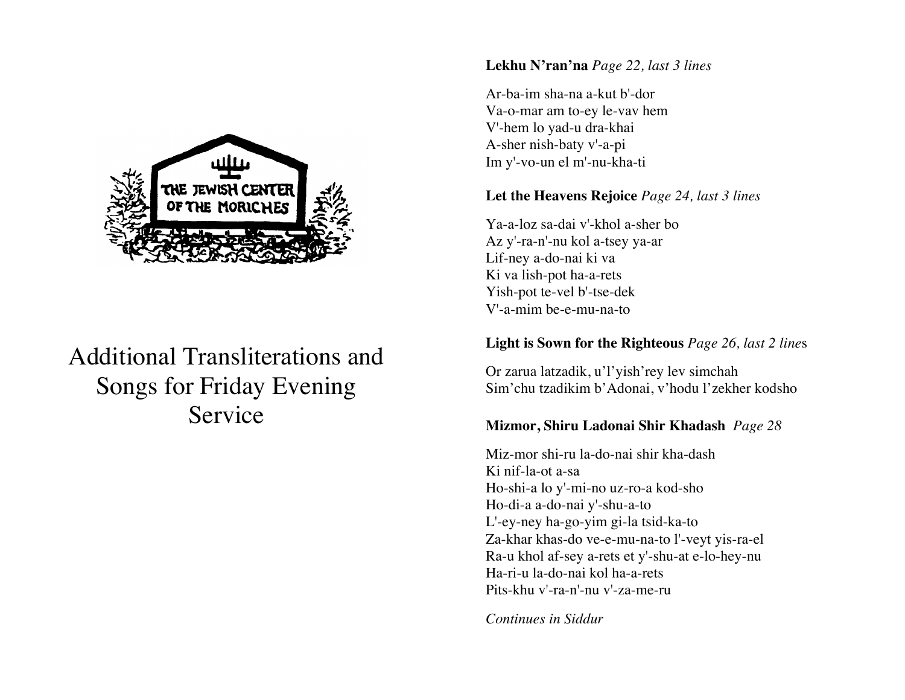THE JEWISH CENTER OF THE MORICHES

# Additional Transliterations and Songs for Friday Evening Service

**Lekhu N'ran'na** *Page 22, last 3 lines*

Ar-ba-im sha-na a-kut b'-dor
Va-o-mar am to-ey le-vav hem
V'-hem lo yad-u dra-khai
A-sher nish-baty v'-a-pi
Im y'-vo-un el m'-nu-kha-ti

**Let the Heavens Rejoice** *Page 24, last 3 lines*

Ya-a-loz sa-dai v'-khol a-sher bo
Az y'-ra-n'-nu kol a-tsey ya-ar
Lif-ney a-do-nai ki va
Ki va lish-pot ha-a-rets
Yish-pot te-vel b'-tse-dek
V'-a-mim be-e-mu-na-to

**Light is Sown for the Righteous** *Page 26, last 2 lines*

Or zarua latzadik, u'l'yish'rey lev simchah
Sim'chu tzadikim b'Adonai, v'hodu l'zekher kodsho

**Mizmor, Shiru Ladonai Shir Khadash** *Page 28*

Miz-mor shi-ru la-do-nai shir kha-dash
Ki nif-la-ot a-sa
Ho-shi-a lo y'-mi-no uz-ro-a kod-sho
Ho-di-a a-do-nai y'-shu-a-to
L'-ey-ney ha-go-yim gi-la tsid-ka-to
Za-khar khas-do ve-e-mu-na-to l'-veyt yis-ra-el
Ra-u khol af-sey a-rets et y'-shu-at e-lo-hey-nu
Ha-ri-u la-do-nai kol ha-a-rets
Pits-khu v'-ra-n'-nu v'-za-me-ru

*Continues in Siddur*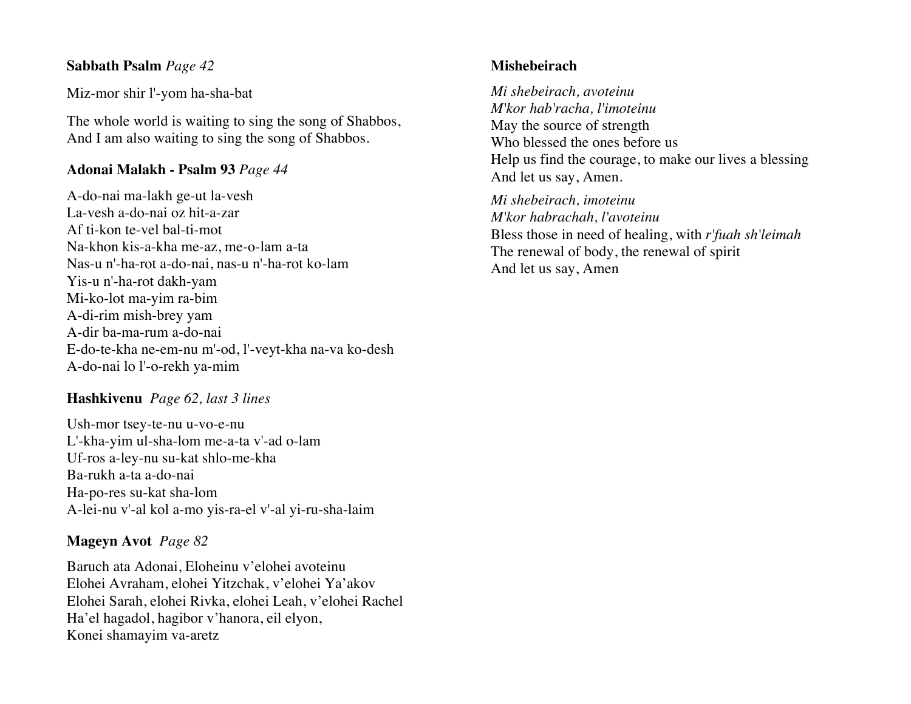**Sabbath Psalm** *Page 42*

Miz-mor shir l'-yom ha-sha-bat

The whole world is waiting to sing the song of Shabbos,
And I am also waiting to sing the song of Shabbos.

**Adonai Malakh - Psalm 93** *Page 44*

A-do-nai ma-lakh ge-ut la-vesh
La-vesh a-do-nai oz hit-a-zar
Af ti-kon te-vel bal-ti-mot
Na-khon kis-a-kha me-az, me-o-lam a-ta
Nas-u n'-ha-rot a-do-nai, nas-u n'-ha-rot ko-lam
Yis-u n'-ha-rot dakh-yam
Mi-ko-lot ma-yim ra-bim
A-di-rim mish-brey yam
A-dir ba-ma-rum a-do-nai
E-do-te-kha ne-em-nu m'-od, l'-veyt-kha na-va ko-desh
A-do-nai lo l'-o-rekh ya-mim

**Hashkivenu** *Page 62, last 3 lines*

Ush-mor tsey-te-nu u-vo-e-nu
L'-kha-yim ul-sha-lom me-a-ta v'-ad o-lam
Uf-ros a-ley-nu su-kat shlo-me-kha
Ba-rukh a-ta a-do-nai
Ha-po-res su-kat sha-lom
A-lei-nu v'-al kol a-mo yis-ra-el v'-al yi-ru-sha-laim

**Mageyn Avot** *Page 82*

Baruch ata Adonai, Eloheinu v'elohei avoteinu
Elohei Avraham, elohei Yitzchak, v'elohei Ya'akov
Elohei Sarah, elohei Rivka, elohei Leah, v'elohei Rachel
Ha'el hagadol, hagibor v'hanora, eil elyon,
Konei shamayim va-aretz

**Mishebeirach**

*Mi shebeirach, avoteinu*
*M'kor hab'racha, l'imoteinu*
May the source of strength
Who blessed the ones before us
Help us find the courage, to make our lives a blessing
And let us say, Amen.

*Mi shebeirach, imoteinu*
*M'kor habrachah, l'avoteinu*
Bless those in need of healing, with *r'fuah sh'leimah*
The renewal of body, the renewal of spirit
And let us say, Amen